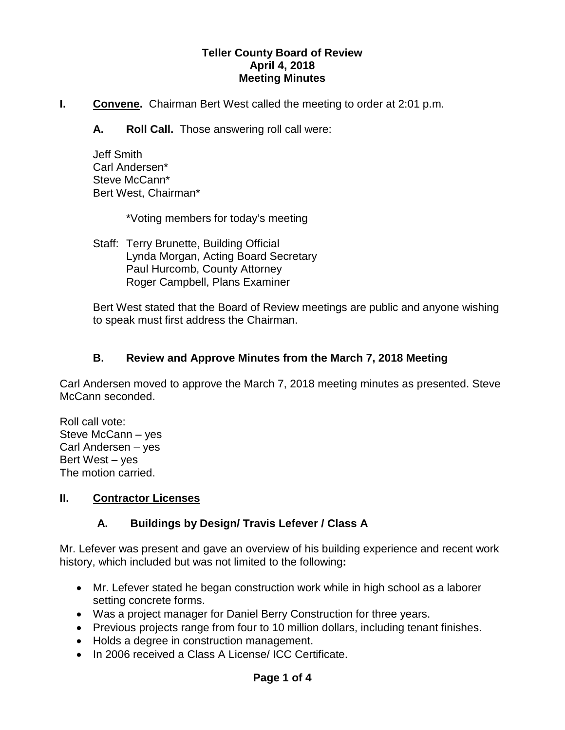**Teller County Board of Review**
**April 4, 2018**
**Meeting Minutes**

**I. Convene.** Chairman Bert West called the meeting to order at 2:01 p.m.

**A. Roll Call.** Those answering roll call were:

Jeff Smith
Carl Andersen*
Steve McCann*
Bert West, Chairman*

*Voting members for today's meeting

Staff: Terry Brunette, Building Official
Lynda Morgan, Acting Board Secretary
Paul Hurcomb, County Attorney
Roger Campbell, Plans Examiner

Bert West stated that the Board of Review meetings are public and anyone wishing to speak must first address the Chairman.

**B. Review and Approve Minutes from the March 7, 2018 Meeting**

Carl Andersen moved to approve the March 7, 2018 meeting minutes as presented. Steve McCann seconded.

Roll call vote:
Steve McCann – yes
Carl Andersen – yes
Bert West – yes
The motion carried.

**II. Contractor Licenses**

**A. Buildings by Design/ Travis Lefever / Class A**

Mr. Lefever was present and gave an overview of his building experience and recent work history, which included but was not limited to the following**:**

- Mr. Lefever stated he began construction work while in high school as a laborer setting concrete forms.
- Was a project manager for Daniel Berry Construction for three years.
- Previous projects range from four to 10 million dollars, including tenant finishes.
- Holds a degree in construction management.
- In 2006 received a Class A License/ ICC Certificate.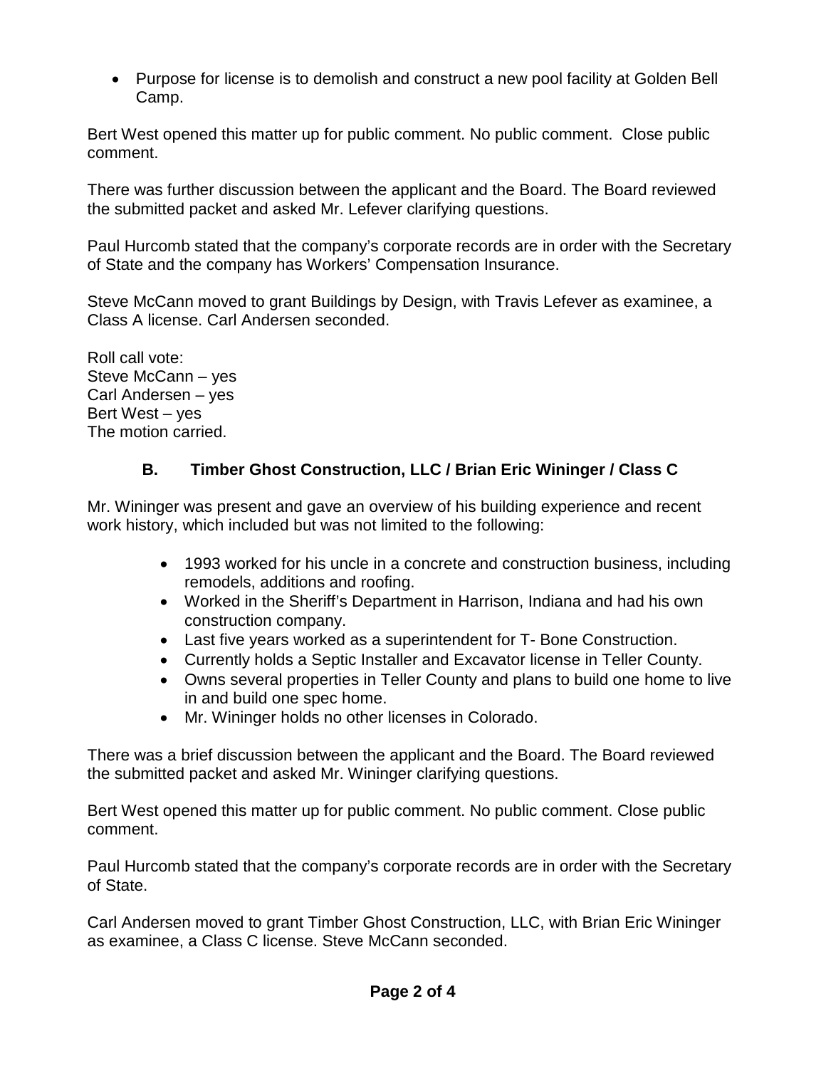- Purpose for license is to demolish and construct a new pool facility at Golden Bell Camp.

Bert West opened this matter up for public comment. No public comment. Close public comment.

There was further discussion between the applicant and the Board. The Board reviewed the submitted packet and asked Mr. Lefever clarifying questions.

Paul Hurcomb stated that the company's corporate records are in order with the Secretary of State and the company has Workers' Compensation Insurance.

Steve McCann moved to grant Buildings by Design, with Travis Lefever as examinee, a Class A license. Carl Andersen seconded.

Roll call vote:
Steve McCann – yes
Carl Andersen – yes
Bert West – yes
The motion carried.

### B. Timber Ghost Construction, LLC / Brian Eric Wininger / Class C

Mr. Wininger was present and gave an overview of his building experience and recent work history, which included but was not limited to the following:

- 1993 worked for his uncle in a concrete and construction business, including remodels, additions and roofing.
- Worked in the Sheriff's Department in Harrison, Indiana and had his own construction company.
- Last five years worked as a superintendent for T- Bone Construction.
- Currently holds a Septic Installer and Excavator license in Teller County.
- Owns several properties in Teller County and plans to build one home to live in and build one spec home.
- Mr. Wininger holds no other licenses in Colorado.

There was a brief discussion between the applicant and the Board. The Board reviewed the submitted packet and asked Mr. Wininger clarifying questions.

Bert West opened this matter up for public comment. No public comment. Close public comment.

Paul Hurcomb stated that the company's corporate records are in order with the Secretary of State.

Carl Andersen moved to grant Timber Ghost Construction, LLC, with Brian Eric Wininger as examinee, a Class C license. Steve McCann seconded.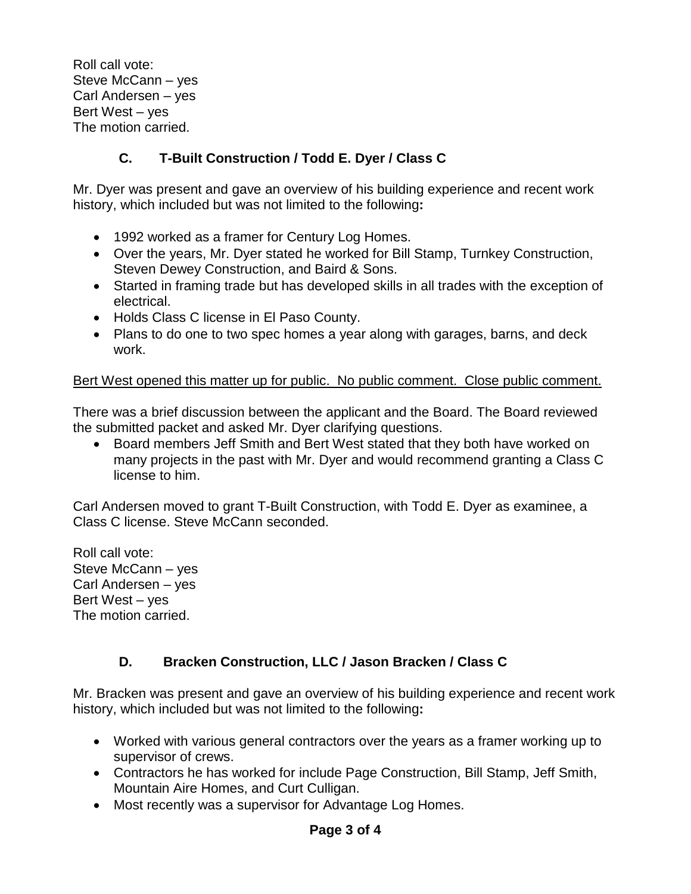Roll call vote:
Steve McCann – yes
Carl Andersen – yes
Bert West – yes
The motion carried.

### C. T-Built Construction / Todd E. Dyer / Class C

Mr. Dyer was present and gave an overview of his building experience and recent work history, which included but was not limited to the following**:**

- 1992 worked as a framer for Century Log Homes.
- Over the years, Mr. Dyer stated he worked for Bill Stamp, Turnkey Construction, Steven Dewey Construction, and Baird & Sons.
- Started in framing trade but has developed skills in all trades with the exception of electrical.
- Holds Class C license in El Paso County.
- Plans to do one to two spec homes a year along with garages, barns, and deck work.

<u>Bert West opened this matter up for public. No public comment. Close public comment.</u>

There was a brief discussion between the applicant and the Board. The Board reviewed the submitted packet and asked Mr. Dyer clarifying questions.

- Board members Jeff Smith and Bert West stated that they both have worked on many projects in the past with Mr. Dyer and would recommend granting a Class C license to him.

Carl Andersen moved to grant T-Built Construction, with Todd E. Dyer as examinee, a Class C license. Steve McCann seconded.

Roll call vote:
Steve McCann – yes
Carl Andersen – yes
Bert West – yes
The motion carried.

### D. Bracken Construction, LLC / Jason Bracken / Class C

Mr. Bracken was present and gave an overview of his building experience and recent work history, which included but was not limited to the following**:**

- Worked with various general contractors over the years as a framer working up to supervisor of crews.
- Contractors he has worked for include Page Construction, Bill Stamp, Jeff Smith, Mountain Aire Homes, and Curt Culligan.
- Most recently was a supervisor for Advantage Log Homes.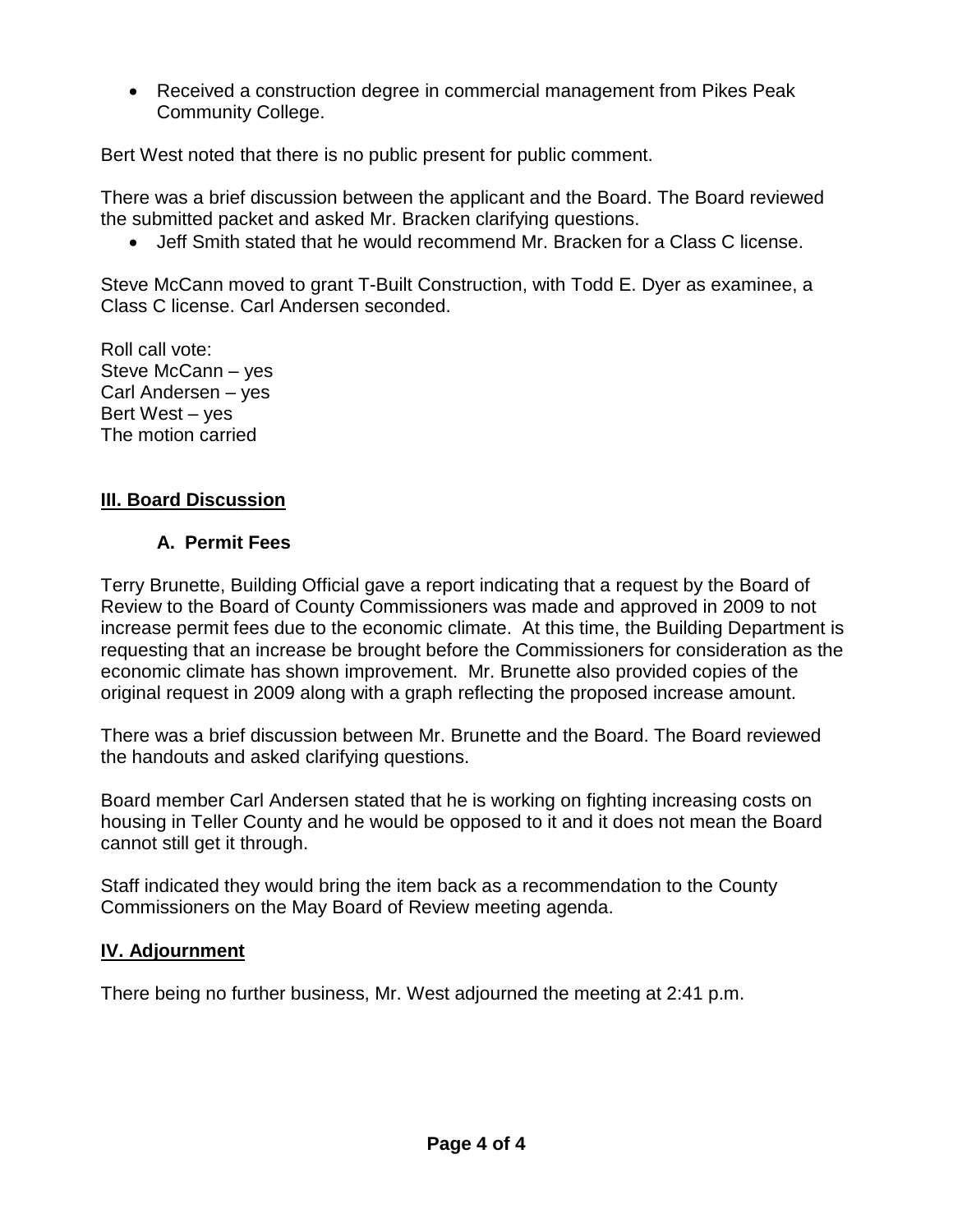- Received a construction degree in commercial management from Pikes Peak Community College.

Bert West noted that there is no public present for public comment.

There was a brief discussion between the applicant and the Board. The Board reviewed the submitted packet and asked Mr. Bracken clarifying questions.

- Jeff Smith stated that he would recommend Mr. Bracken for a Class C license.

Steve McCann moved to grant T-Built Construction, with Todd E. Dyer as examinee, a Class C license. Carl Andersen seconded.

Roll call vote:
Steve McCann – yes
Carl Andersen – yes
Bert West – yes
The motion carried

## III. Board Discussion

### A. Permit Fees

Terry Brunette, Building Official gave a report indicating that a request by the Board of Review to the Board of County Commissioners was made and approved in 2009 to not increase permit fees due to the economic climate. At this time, the Building Department is requesting that an increase be brought before the Commissioners for consideration as the economic climate has shown improvement. Mr. Brunette also provided copies of the original request in 2009 along with a graph reflecting the proposed increase amount.

There was a brief discussion between Mr. Brunette and the Board. The Board reviewed the handouts and asked clarifying questions.

Board member Carl Andersen stated that he is working on fighting increasing costs on housing in Teller County and he would be opposed to it and it does not mean the Board cannot still get it through.

Staff indicated they would bring the item back as a recommendation to the County Commissioners on the May Board of Review meeting agenda.

## IV. Adjournment

There being no further business, Mr. West adjourned the meeting at 2:41 p.m.